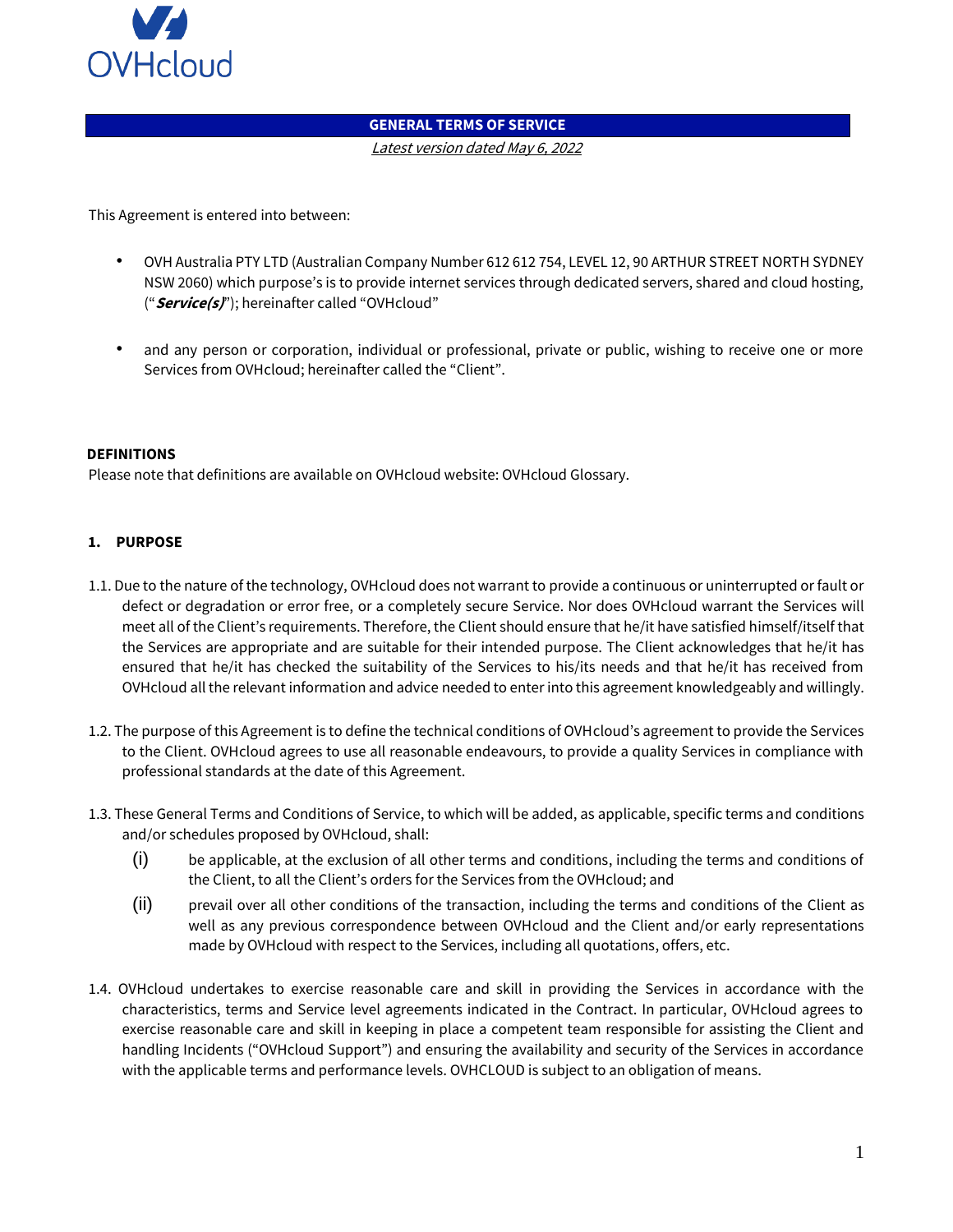# GENERAL TERMS OF SERVICE

*Latest version dated May 6, 2022*

This Agreement is entered into between:

- OVH Australia PTY LTD (Australian Company Number 612 612 754, LEVEL 12, 90 ARTHUR STREET NORTH SYDNEY NSW 2060) which purpose's is to provide internet services through dedicated servers, shared and cloud hosting, ("***Service(s)***"); hereinafter called "OVHcloud"

- and any person or corporation, individual or professional, private or public, wishing to receive one or more Services from OVHcloud; hereinafter called the "Client".

**DEFINITIONS**

Please note that definitions are available on OVHcloud website: OVHcloud Glossary.

## 1. PURPOSE

1.1. Due to the nature of the technology, OVHcloud does not warrant to provide a continuous or uninterrupted or fault or defect or degradation or error free, or a completely secure Service. Nor does OVHcloud warrant the Services will meet all of the Client's requirements. Therefore, the Client should ensure that he/it have satisfied himself/itself that the Services are appropriate and are suitable for their intended purpose. The Client acknowledges that he/it has ensured that he/it has checked the suitability of the Services to his/its needs and that he/it has received from OVHcloud all the relevant information and advice needed to enter into this agreement knowledgeably and willingly.

1.2. The purpose of this Agreement is to define the technical conditions of OVHcloud's agreement to provide the Services to the Client. OVHcloud agrees to use all reasonable endeavours, to provide a quality Services in compliance with professional standards at the date of this Agreement.

1.3. These General Terms and Conditions of Service, to which will be added, as applicable, specific terms and conditions and/or schedules proposed by OVHcloud, shall:

(i) be applicable, at the exclusion of all other terms and conditions, including the terms and conditions of the Client, to all the Client's orders for the Services from the OVHcloud; and

(ii) prevail over all other conditions of the transaction, including the terms and conditions of the Client as well as any previous correspondence between OVHcloud and the Client and/or early representations made by OVHcloud with respect to the Services, including all quotations, offers, etc.

1.4. OVHcloud undertakes to exercise reasonable care and skill in providing the Services in accordance with the characteristics, terms and Service level agreements indicated in the Contract. In particular, OVHcloud agrees to exercise reasonable care and skill in keeping in place a competent team responsible for assisting the Client and handling Incidents ("OVHcloud Support") and ensuring the availability and security of the Services in accordance with the applicable terms and performance levels. OVHCLOUD is subject to an obligation of means.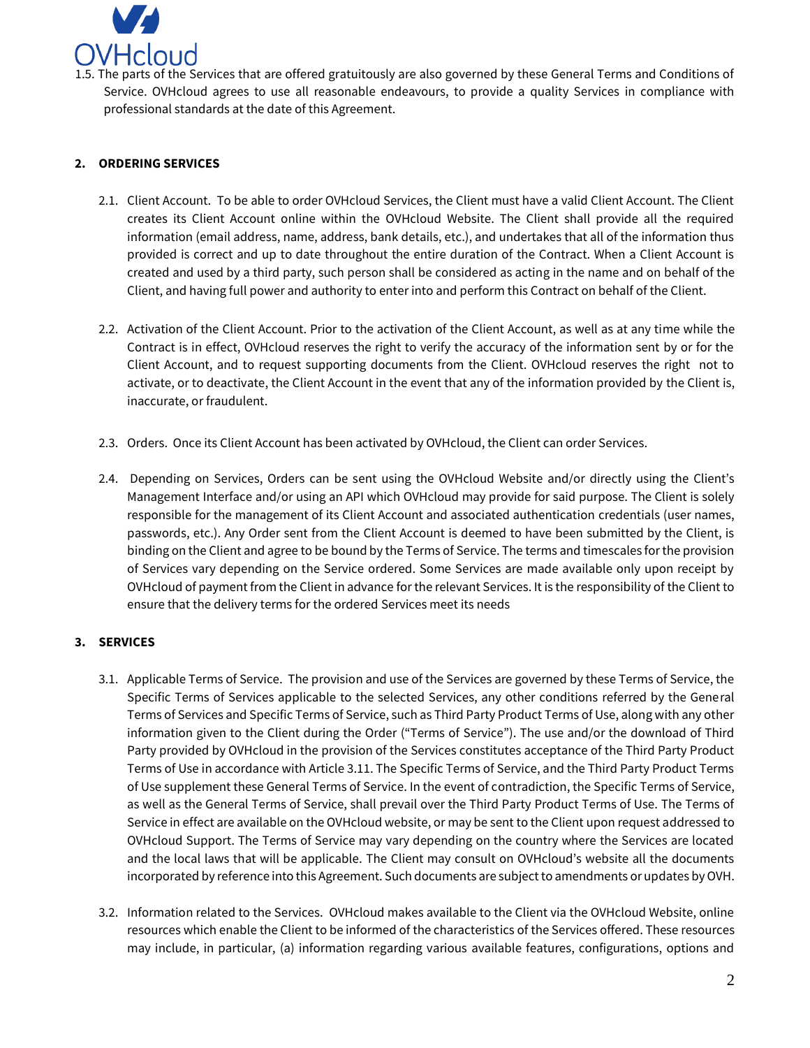1.5. The parts of the Services that are offered gratuitously are also governed by these General Terms and Conditions of Service. OVHcloud agrees to use all reasonable endeavours, to provide a quality Services in compliance with professional standards at the date of this Agreement.

## 2. ORDERING SERVICES

2.1. Client Account. To be able to order OVHcloud Services, the Client must have a valid Client Account. The Client creates its Client Account online within the OVHcloud Website. The Client shall provide all the required information (email address, name, address, bank details, etc.), and undertakes that all of the information thus provided is correct and up to date throughout the entire duration of the Contract. When a Client Account is created and used by a third party, such person shall be considered as acting in the name and on behalf of the Client, and having full power and authority to enter into and perform this Contract on behalf of the Client.

2.2. Activation of the Client Account. Prior to the activation of the Client Account, as well as at any time while the Contract is in effect, OVHcloud reserves the right to verify the accuracy of the information sent by or for the Client Account, and to request supporting documents from the Client. OVHcloud reserves the right not to activate, or to deactivate, the Client Account in the event that any of the information provided by the Client is, inaccurate, or fraudulent.

2.3. Orders. Once its Client Account has been activated by OVHcloud, the Client can order Services.

2.4. Depending on Services, Orders can be sent using the OVHcloud Website and/or directly using the Client's Management Interface and/or using an API which OVHcloud may provide for said purpose. The Client is solely responsible for the management of its Client Account and associated authentication credentials (user names, passwords, etc.). Any Order sent from the Client Account is deemed to have been submitted by the Client, is binding on the Client and agree to be bound by the Terms of Service. The terms and timescales for the provision of Services vary depending on the Service ordered. Some Services are made available only upon receipt by OVHcloud of payment from the Client in advance for the relevant Services. It is the responsibility of the Client to ensure that the delivery terms for the ordered Services meet its needs

## 3. SERVICES

3.1. Applicable Terms of Service. The provision and use of the Services are governed by these Terms of Service, the Specific Terms of Services applicable to the selected Services, any other conditions referred by the General Terms of Services and Specific Terms of Service, such as Third Party Product Terms of Use, along with any other information given to the Client during the Order ("Terms of Service"). The use and/or the download of Third Party provided by OVHcloud in the provision of the Services constitutes acceptance of the Third Party Product Terms of Use in accordance with Article 3.11. The Specific Terms of Service, and the Third Party Product Terms of Use supplement these General Terms of Service. In the event of contradiction, the Specific Terms of Service, as well as the General Terms of Service, shall prevail over the Third Party Product Terms of Use. The Terms of Service in effect are available on the OVHcloud website, or may be sent to the Client upon request addressed to OVHcloud Support. The Terms of Service may vary depending on the country where the Services are located and the local laws that will be applicable. The Client may consult on OVHcloud's website all the documents incorporated by reference into this Agreement. Such documents are subject to amendments or updates by OVH.

3.2. Information related to the Services. OVHcloud makes available to the Client via the OVHcloud Website, online resources which enable the Client to be informed of the characteristics of the Services offered. These resources may include, in particular, (a) information regarding various available features, configurations, options and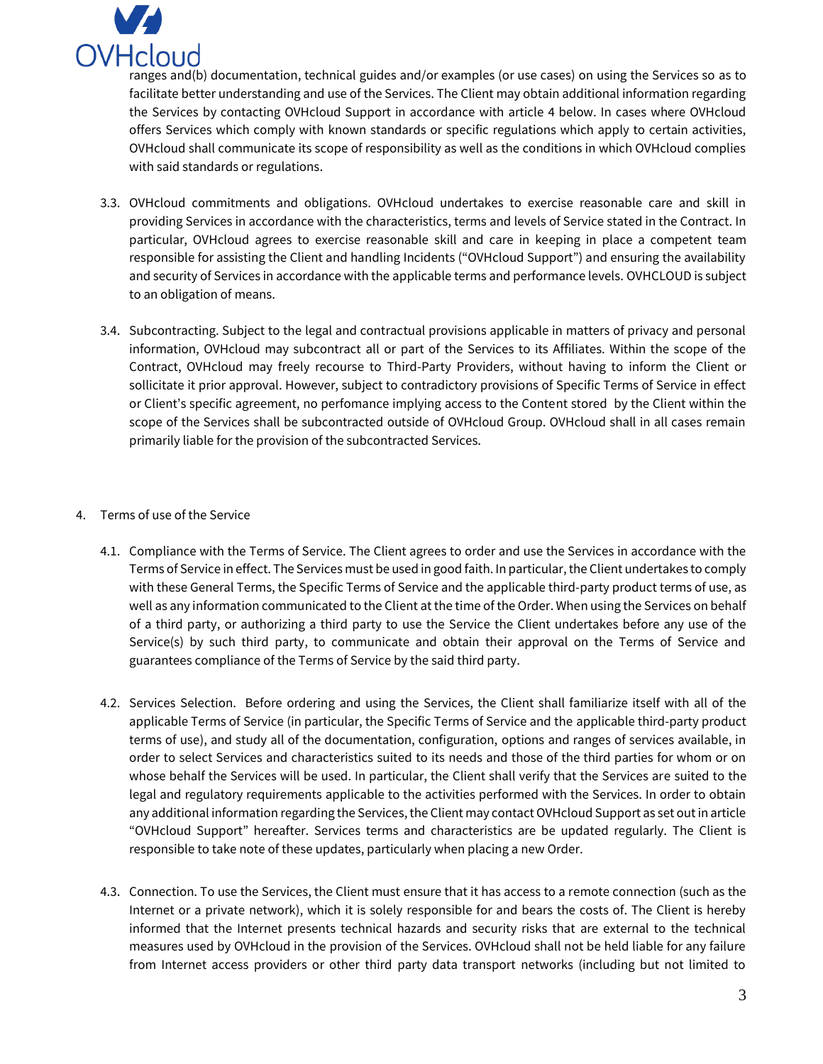ranges and(b) documentation, technical guides and/or examples (or use cases) on using the Services so as to facilitate better understanding and use of the Services. The Client may obtain additional information regarding the Services by contacting OVHcloud Support in accordance with article 4 below. In cases where OVHcloud offers Services which comply with known standards or specific regulations which apply to certain activities, OVHcloud shall communicate its scope of responsibility as well as the conditions in which OVHcloud complies with said standards or regulations.

3.3. OVHcloud commitments and obligations. OVHcloud undertakes to exercise reasonable care and skill in providing Services in accordance with the characteristics, terms and levels of Service stated in the Contract. In particular, OVHcloud agrees to exercise reasonable skill and care in keeping in place a competent team responsible for assisting the Client and handling Incidents ("OVHcloud Support") and ensuring the availability and security of Services in accordance with the applicable terms and performance levels. OVHCLOUD is subject to an obligation of means.

3.4. Subcontracting. Subject to the legal and contractual provisions applicable in matters of privacy and personal information, OVHcloud may subcontract all or part of the Services to its Affiliates. Within the scope of the Contract, OVHcloud may freely recourse to Third-Party Providers, without having to inform the Client or sollicitate it prior approval. However, subject to contradictory provisions of Specific Terms of Service in effect or Client's specific agreement, no perfomance implying access to the Content stored by the Client within the scope of the Services shall be subcontracted outside of OVHcloud Group. OVHcloud shall in all cases remain primarily liable for the provision of the subcontracted Services.

4. Terms of use of the Service

4.1. Compliance with the Terms of Service. The Client agrees to order and use the Services in accordance with the Terms of Service in effect. The Services must be used in good faith. In particular, the Client undertakes to comply with these General Terms, the Specific Terms of Service and the applicable third-party product terms of use, as well as any information communicated to the Client at the time of the Order. When using the Services on behalf of a third party, or authorizing a third party to use the Service the Client undertakes before any use of the Service(s) by such third party, to communicate and obtain their approval on the Terms of Service and guarantees compliance of the Terms of Service by the said third party.

4.2. Services Selection. Before ordering and using the Services, the Client shall familiarize itself with all of the applicable Terms of Service (in particular, the Specific Terms of Service and the applicable third-party product terms of use), and study all of the documentation, configuration, options and ranges of services available, in order to select Services and characteristics suited to its needs and those of the third parties for whom or on whose behalf the Services will be used. In particular, the Client shall verify that the Services are suited to the legal and regulatory requirements applicable to the activities performed with the Services. In order to obtain any additional information regarding the Services, the Client may contact OVHcloud Support as set out in article "OVHcloud Support" hereafter. Services terms and characteristics are be updated regularly. The Client is responsible to take note of these updates, particularly when placing a new Order.

4.3. Connection. To use the Services, the Client must ensure that it has access to a remote connection (such as the Internet or a private network), which it is solely responsible for and bears the costs of. The Client is hereby informed that the Internet presents technical hazards and security risks that are external to the technical measures used by OVHcloud in the provision of the Services. OVHcloud shall not be held liable for any failure from Internet access providers or other third party data transport networks (including but not limited to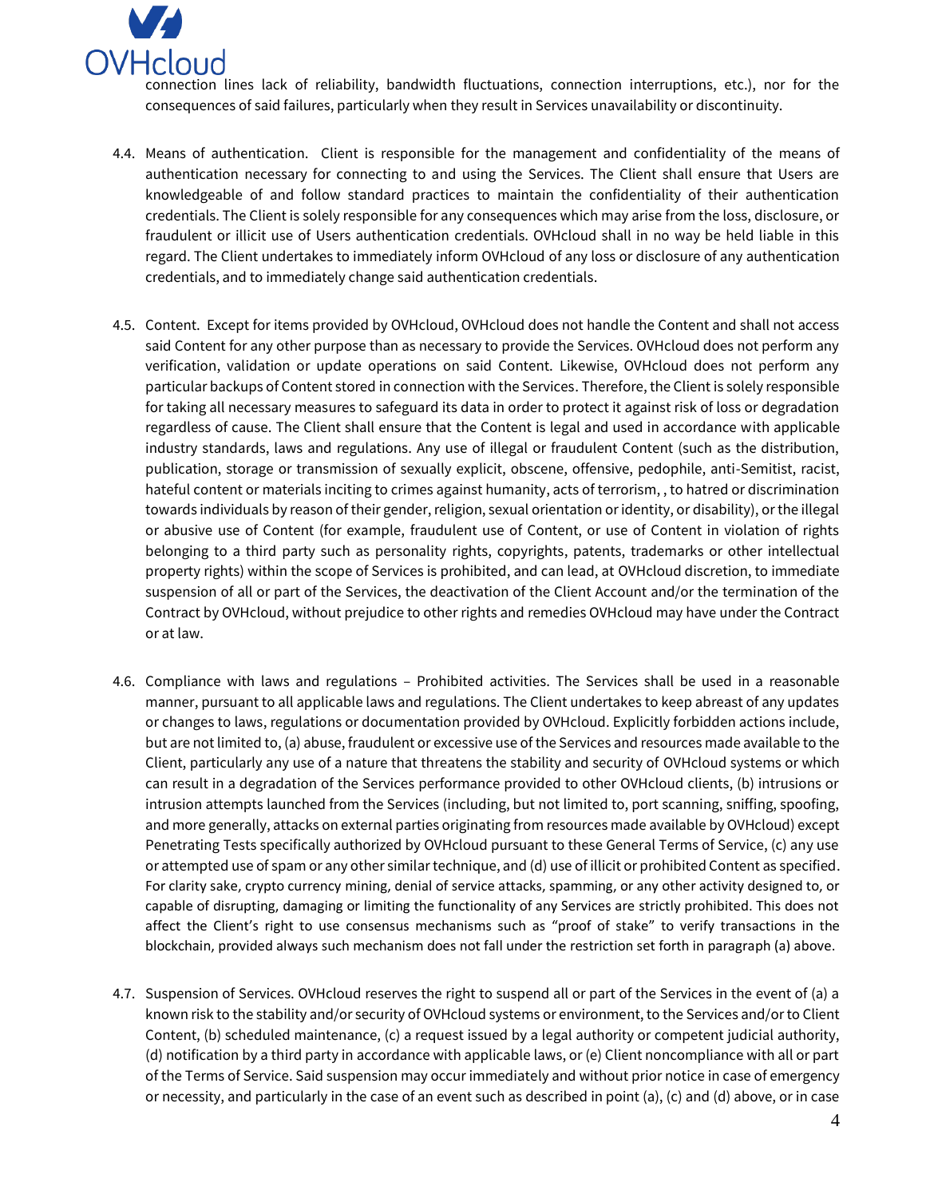connection lines lack of reliability, bandwidth fluctuations, connection interruptions, etc.), nor for the consequences of said failures, particularly when they result in Services unavailability or discontinuity.

4.4. Means of authentication. Client is responsible for the management and confidentiality of the means of authentication necessary for connecting to and using the Services. The Client shall ensure that Users are knowledgeable of and follow standard practices to maintain the confidentiality of their authentication credentials. The Client is solely responsible for any consequences which may arise from the loss, disclosure, or fraudulent or illicit use of Users authentication credentials. OVHcloud shall in no way be held liable in this regard. The Client undertakes to immediately inform OVHcloud of any loss or disclosure of any authentication credentials, and to immediately change said authentication credentials.

4.5. Content. Except for items provided by OVHcloud, OVHcloud does not handle the Content and shall not access said Content for any other purpose than as necessary to provide the Services. OVHcloud does not perform any verification, validation or update operations on said Content. Likewise, OVHcloud does not perform any particular backups of Content stored in connection with the Services. Therefore, the Client is solely responsible for taking all necessary measures to safeguard its data in order to protect it against risk of loss or degradation regardless of cause. The Client shall ensure that the Content is legal and used in accordance with applicable industry standards, laws and regulations. Any use of illegal or fraudulent Content (such as the distribution, publication, storage or transmission of sexually explicit, obscene, offensive, pedophile, anti-Semitist, racist, hateful content or materials inciting to crimes against humanity, acts of terrorism, , to hatred or discrimination towards individuals by reason of their gender, religion, sexual orientation or identity, or disability), or the illegal or abusive use of Content (for example, fraudulent use of Content, or use of Content in violation of rights belonging to a third party such as personality rights, copyrights, patents, trademarks or other intellectual property rights) within the scope of Services is prohibited, and can lead, at OVHcloud discretion, to immediate suspension of all or part of the Services, the deactivation of the Client Account and/or the termination of the Contract by OVHcloud, without prejudice to other rights and remedies OVHcloud may have under the Contract or at law.

4.6. Compliance with laws and regulations – Prohibited activities. The Services shall be used in a reasonable manner, pursuant to all applicable laws and regulations. The Client undertakes to keep abreast of any updates or changes to laws, regulations or documentation provided by OVHcloud. Explicitly forbidden actions include, but are not limited to, (a) abuse, fraudulent or excessive use of the Services and resources made available to the Client, particularly any use of a nature that threatens the stability and security of OVHcloud systems or which can result in a degradation of the Services performance provided to other OVHcloud clients, (b) intrusions or intrusion attempts launched from the Services (including, but not limited to, port scanning, sniffing, spoofing, and more generally, attacks on external parties originating from resources made available by OVHcloud) except Penetrating Tests specifically authorized by OVHcloud pursuant to these General Terms of Service, (c) any use or attempted use of spam or any other similar technique, and (d) use of illicit or prohibited Content as specified. For clarity sake, crypto currency mining, denial of service attacks, spamming, or any other activity designed to, or capable of disrupting, damaging or limiting the functionality of any Services are strictly prohibited. This does not affect the Client's right to use consensus mechanisms such as "proof of stake" to verify transactions in the blockchain, provided always such mechanism does not fall under the restriction set forth in paragraph (a) above.

4.7. Suspension of Services. OVHcloud reserves the right to suspend all or part of the Services in the event of (a) a known risk to the stability and/or security of OVHcloud systems or environment, to the Services and/or to Client Content, (b) scheduled maintenance, (c) a request issued by a legal authority or competent judicial authority, (d) notification by a third party in accordance with applicable laws, or (e) Client noncompliance with all or part of the Terms of Service. Said suspension may occur immediately and without prior notice in case of emergency or necessity, and particularly in the case of an event such as described in point (a), (c) and (d) above, or in case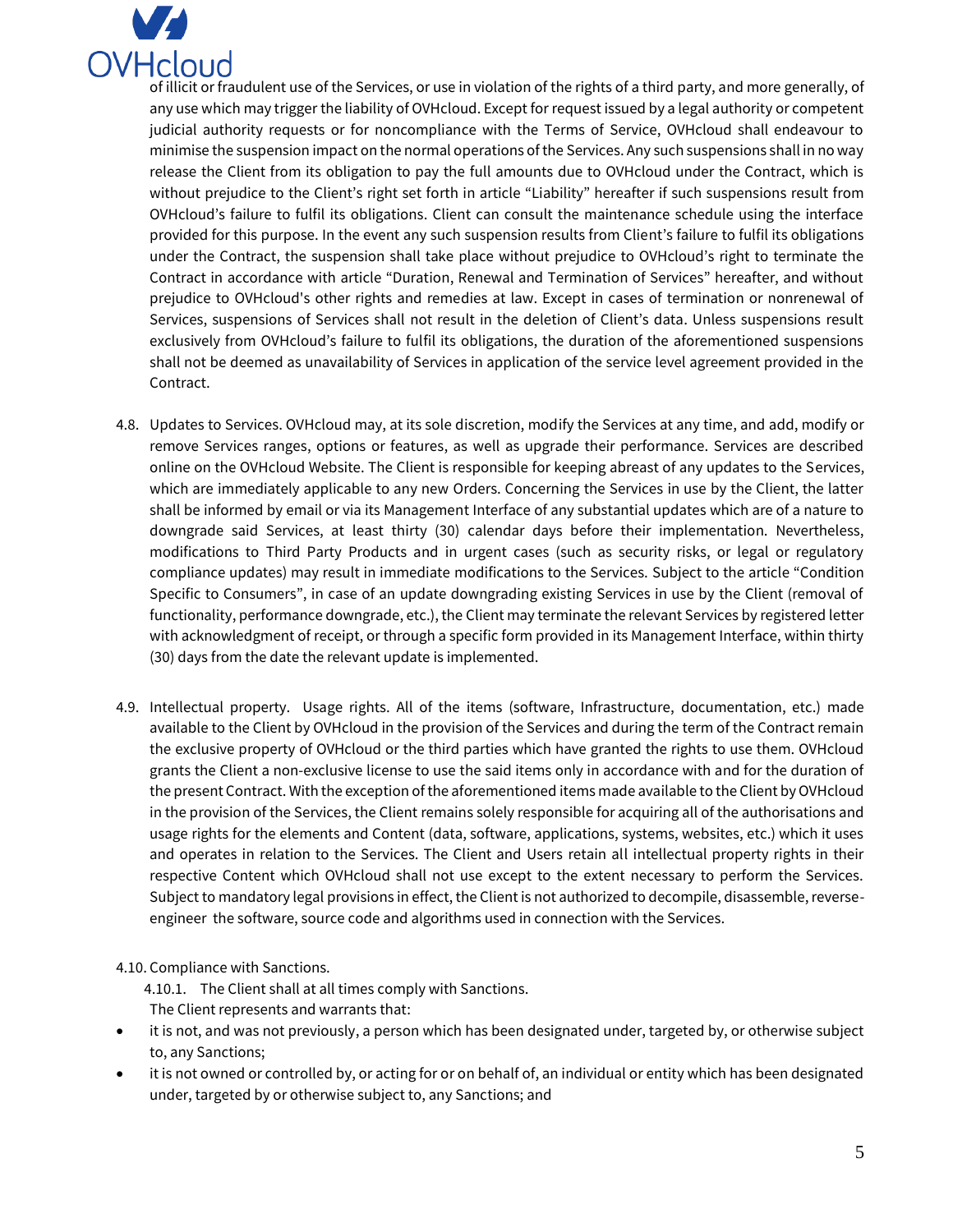of illicit or fraudulent use of the Services, or use in violation of the rights of a third party, and more generally, of any use which may trigger the liability of OVHcloud. Except for request issued by a legal authority or competent judicial authority requests or for noncompliance with the Terms of Service, OVHcloud shall endeavour to minimise the suspension impact on the normal operations of the Services. Any such suspensions shall in no way release the Client from its obligation to pay the full amounts due to OVHcloud under the Contract, which is without prejudice to the Client's right set forth in article "Liability" hereafter if such suspensions result from OVHcloud's failure to fulfil its obligations. Client can consult the maintenance schedule using the interface provided for this purpose. In the event any such suspension results from Client's failure to fulfil its obligations under the Contract, the suspension shall take place without prejudice to OVHcloud's right to terminate the Contract in accordance with article "Duration, Renewal and Termination of Services" hereafter, and without prejudice to OVHcloud's other rights and remedies at law. Except in cases of termination or nonrenewal of Services, suspensions of Services shall not result in the deletion of Client's data. Unless suspensions result exclusively from OVHcloud's failure to fulfil its obligations, the duration of the aforementioned suspensions shall not be deemed as unavailability of Services in application of the service level agreement provided in the Contract.

4.8. Updates to Services. OVHcloud may, at its sole discretion, modify the Services at any time, and add, modify or remove Services ranges, options or features, as well as upgrade their performance. Services are described online on the OVHcloud Website. The Client is responsible for keeping abreast of any updates to the Services, which are immediately applicable to any new Orders. Concerning the Services in use by the Client, the latter shall be informed by email or via its Management Interface of any substantial updates which are of a nature to downgrade said Services, at least thirty (30) calendar days before their implementation. Nevertheless, modifications to Third Party Products and in urgent cases (such as security risks, or legal or regulatory compliance updates) may result in immediate modifications to the Services. Subject to the article "Condition Specific to Consumers", in case of an update downgrading existing Services in use by the Client (removal of functionality, performance downgrade, etc.), the Client may terminate the relevant Services by registered letter with acknowledgment of receipt, or through a specific form provided in its Management Interface, within thirty (30) days from the date the relevant update is implemented.

4.9. Intellectual property. Usage rights. All of the items (software, Infrastructure, documentation, etc.) made available to the Client by OVHcloud in the provision of the Services and during the term of the Contract remain the exclusive property of OVHcloud or the third parties which have granted the rights to use them. OVHcloud grants the Client a non-exclusive license to use the said items only in accordance with and for the duration of the present Contract. With the exception of the aforementioned items made available to the Client by OVHcloud in the provision of the Services, the Client remains solely responsible for acquiring all of the authorisations and usage rights for the elements and Content (data, software, applications, systems, websites, etc.) which it uses and operates in relation to the Services. The Client and Users retain all intellectual property rights in their respective Content which OVHcloud shall not use except to the extent necessary to perform the Services. Subject to mandatory legal provisions in effect, the Client is not authorized to decompile, disassemble, reverse-engineer the software, source code and algorithms used in connection with the Services.

4.10. Compliance with Sanctions.

4.10.1. The Client shall at all times comply with Sanctions.

The Client represents and warrants that:

- it is not, and was not previously, a person which has been designated under, targeted by, or otherwise subject to, any Sanctions;
- it is not owned or controlled by, or acting for or on behalf of, an individual or entity which has been designated under, targeted by or otherwise subject to, any Sanctions; and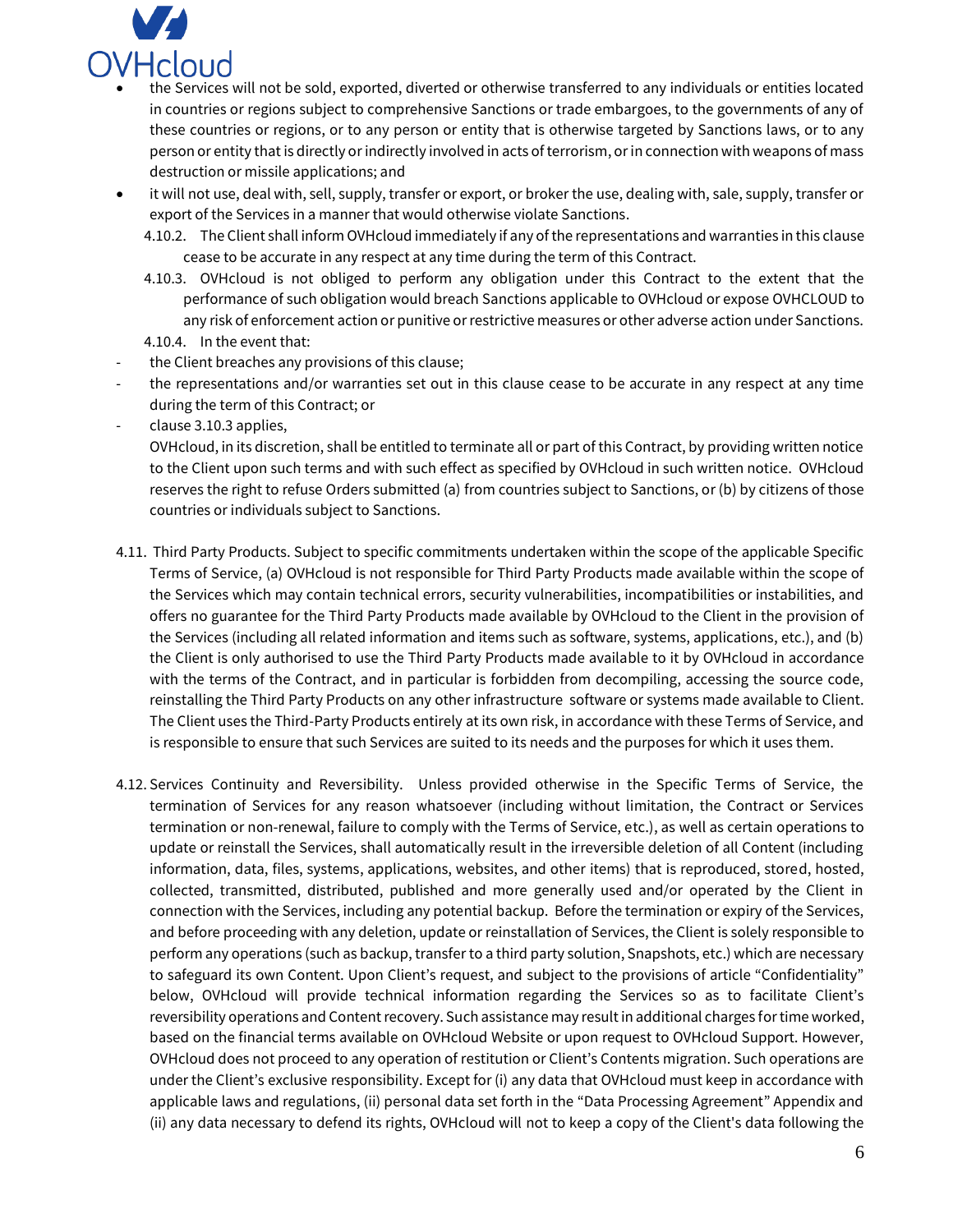- the Services will not be sold, exported, diverted or otherwise transferred to any individuals or entities located in countries or regions subject to comprehensive Sanctions or trade embargoes, to the governments of any of these countries or regions, or to any person or entity that is otherwise targeted by Sanctions laws, or to any person or entity that is directly or indirectly involved in acts of terrorism, or in connection with weapons of mass destruction or missile applications; and
- it will not use, deal with, sell, supply, transfer or export, or broker the use, dealing with, sale, supply, transfer or export of the Services in a manner that would otherwise violate Sanctions.

4.10.2. The Client shall inform OVHcloud immediately if any of the representations and warranties in this clause cease to be accurate in any respect at any time during the term of this Contract.

4.10.3. OVHcloud is not obliged to perform any obligation under this Contract to the extent that the performance of such obligation would breach Sanctions applicable to OVHcloud or expose OVHCLOUD to any risk of enforcement action or punitive or restrictive measures or other adverse action under Sanctions.

4.10.4. In the event that:

- the Client breaches any provisions of this clause;
- the representations and/or warranties set out in this clause cease to be accurate in any respect at any time during the term of this Contract; or
- clause 3.10.3 applies,

OVHcloud, in its discretion, shall be entitled to terminate all or part of this Contract, by providing written notice to the Client upon such terms and with such effect as specified by OVHcloud in such written notice. OVHcloud reserves the right to refuse Orders submitted (a) from countries subject to Sanctions, or (b) by citizens of those countries or individuals subject to Sanctions.

4.11. Third Party Products. Subject to specific commitments undertaken within the scope of the applicable Specific Terms of Service, (a) OVHcloud is not responsible for Third Party Products made available within the scope of the Services which may contain technical errors, security vulnerabilities, incompatibilities or instabilities, and offers no guarantee for the Third Party Products made available by OVHcloud to the Client in the provision of the Services (including all related information and items such as software, systems, applications, etc.), and (b) the Client is only authorised to use the Third Party Products made available to it by OVHcloud in accordance with the terms of the Contract, and in particular is forbidden from decompiling, accessing the source code, reinstalling the Third Party Products on any other infrastructure software or systems made available to Client. The Client uses the Third-Party Products entirely at its own risk, in accordance with these Terms of Service, and is responsible to ensure that such Services are suited to its needs and the purposes for which it uses them.

4.12. Services Continuity and Reversibility. Unless provided otherwise in the Specific Terms of Service, the termination of Services for any reason whatsoever (including without limitation, the Contract or Services termination or non-renewal, failure to comply with the Terms of Service, etc.), as well as certain operations to update or reinstall the Services, shall automatically result in the irreversible deletion of all Content (including information, data, files, systems, applications, websites, and other items) that is reproduced, stored, hosted, collected, transmitted, distributed, published and more generally used and/or operated by the Client in connection with the Services, including any potential backup. Before the termination or expiry of the Services, and before proceeding with any deletion, update or reinstallation of Services, the Client is solely responsible to perform any operations (such as backup, transfer to a third party solution, Snapshots, etc.) which are necessary to safeguard its own Content. Upon Client's request, and subject to the provisions of article "Confidentiality" below, OVHcloud will provide technical information regarding the Services so as to facilitate Client's reversibility operations and Content recovery. Such assistance may result in additional charges for time worked, based on the financial terms available on OVHcloud Website or upon request to OVHcloud Support. However, OVHcloud does not proceed to any operation of restitution or Client's Contents migration. Such operations are under the Client's exclusive responsibility. Except for (i) any data that OVHcloud must keep in accordance with applicable laws and regulations, (ii) personal data set forth in the "Data Processing Agreement" Appendix and (ii) any data necessary to defend its rights, OVHcloud will not to keep a copy of the Client's data following the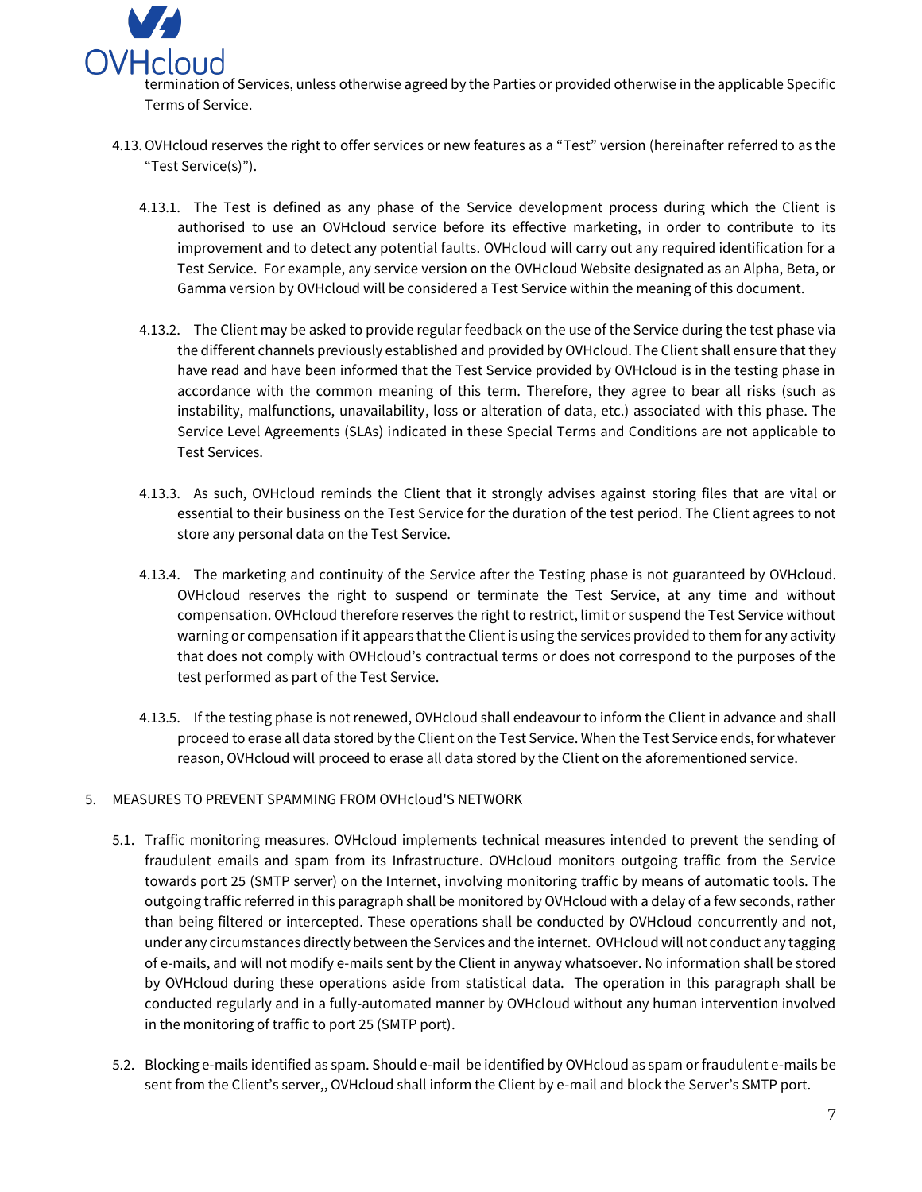termination of Services, unless otherwise agreed by the Parties or provided otherwise in the applicable Specific Terms of Service.

4.13. OVHcloud reserves the right to offer services or new features as a "Test" version (hereinafter referred to as the "Test Service(s)").

4.13.1. The Test is defined as any phase of the Service development process during which the Client is authorised to use an OVHcloud service before its effective marketing, in order to contribute to its improvement and to detect any potential faults. OVHcloud will carry out any required identification for a Test Service. For example, any service version on the OVHcloud Website designated as an Alpha, Beta, or Gamma version by OVHcloud will be considered a Test Service within the meaning of this document.

4.13.2. The Client may be asked to provide regular feedback on the use of the Service during the test phase via the different channels previously established and provided by OVHcloud. The Client shall ensure that they have read and have been informed that the Test Service provided by OVHcloud is in the testing phase in accordance with the common meaning of this term. Therefore, they agree to bear all risks (such as instability, malfunctions, unavailability, loss or alteration of data, etc.) associated with this phase. The Service Level Agreements (SLAs) indicated in these Special Terms and Conditions are not applicable to Test Services.

4.13.3. As such, OVHcloud reminds the Client that it strongly advises against storing files that are vital or essential to their business on the Test Service for the duration of the test period. The Client agrees to not store any personal data on the Test Service.

4.13.4. The marketing and continuity of the Service after the Testing phase is not guaranteed by OVHcloud. OVHcloud reserves the right to suspend or terminate the Test Service, at any time and without compensation. OVHcloud therefore reserves the right to restrict, limit or suspend the Test Service without warning or compensation if it appears that the Client is using the services provided to them for any activity that does not comply with OVHcloud's contractual terms or does not correspond to the purposes of the test performed as part of the Test Service.

4.13.5. If the testing phase is not renewed, OVHcloud shall endeavour to inform the Client in advance and shall proceed to erase all data stored by the Client on the Test Service. When the Test Service ends, for whatever reason, OVHcloud will proceed to erase all data stored by the Client on the aforementioned service.

## 5. MEASURES TO PREVENT SPAMMING FROM OVHcloud'S NETWORK

5.1. Traffic monitoring measures. OVHcloud implements technical measures intended to prevent the sending of fraudulent emails and spam from its Infrastructure. OVHcloud monitors outgoing traffic from the Service towards port 25 (SMTP server) on the Internet, involving monitoring traffic by means of automatic tools. The outgoing traffic referred in this paragraph shall be monitored by OVHcloud with a delay of a few seconds, rather than being filtered or intercepted. These operations shall be conducted by OVHcloud concurrently and not, under any circumstances directly between the Services and the internet. OVHcloud will not conduct any tagging of e-mails, and will not modify e-mails sent by the Client in anyway whatsoever. No information shall be stored by OVHcloud during these operations aside from statistical data. The operation in this paragraph shall be conducted regularly and in a fully-automated manner by OVHcloud without any human intervention involved in the monitoring of traffic to port 25 (SMTP port).

5.2. Blocking e-mails identified as spam. Should e-mail be identified by OVHcloud as spam or fraudulent e-mails be sent from the Client's server,, OVHcloud shall inform the Client by e-mail and block the Server's SMTP port.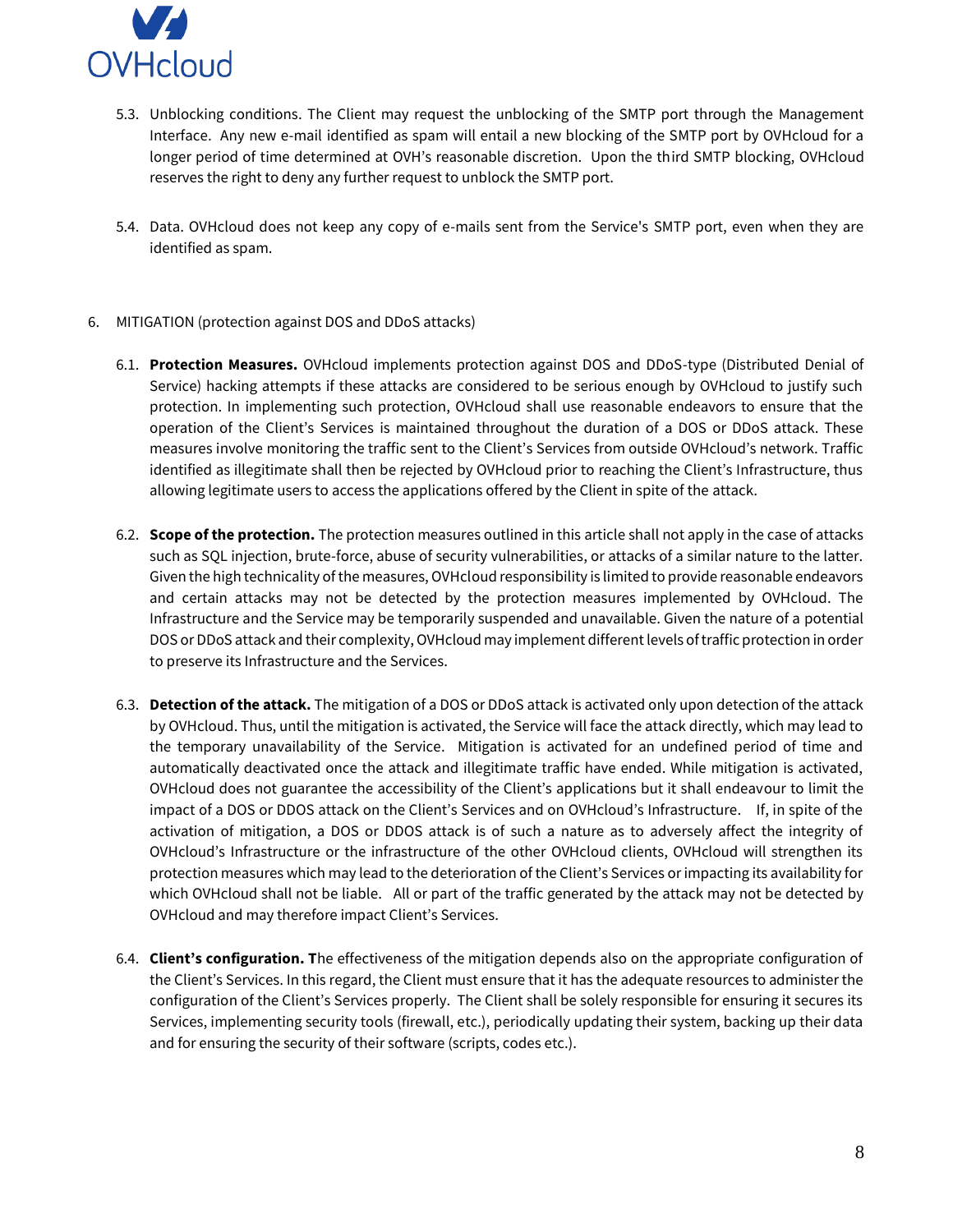5.3. Unblocking conditions. The Client may request the unblocking of the SMTP port through the Management Interface. Any new e-mail identified as spam will entail a new blocking of the SMTP port by OVHcloud for a longer period of time determined at OVH's reasonable discretion. Upon the third SMTP blocking, OVHcloud reserves the right to deny any further request to unblock the SMTP port.

5.4. Data. OVHcloud does not keep any copy of e-mails sent from the Service's SMTP port, even when they are identified as spam.

6. MITIGATION (protection against DOS and DDoS attacks)

6.1. **Protection Measures.** OVHcloud implements protection against DOS and DDoS-type (Distributed Denial of Service) hacking attempts if these attacks are considered to be serious enough by OVHcloud to justify such protection. In implementing such protection, OVHcloud shall use reasonable endeavors to ensure that the operation of the Client's Services is maintained throughout the duration of a DOS or DDoS attack. These measures involve monitoring the traffic sent to the Client's Services from outside OVHcloud's network. Traffic identified as illegitimate shall then be rejected by OVHcloud prior to reaching the Client's Infrastructure, thus allowing legitimate users to access the applications offered by the Client in spite of the attack.

6.2. **Scope of the protection.** The protection measures outlined in this article shall not apply in the case of attacks such as SQL injection, brute-force, abuse of security vulnerabilities, or attacks of a similar nature to the latter. Given the high technicality of the measures, OVHcloud responsibility is limited to provide reasonable endeavors and certain attacks may not be detected by the protection measures implemented by OVHcloud. The Infrastructure and the Service may be temporarily suspended and unavailable. Given the nature of a potential DOS or DDoS attack and their complexity, OVHcloud may implement different levels of traffic protection in order to preserve its Infrastructure and the Services.

6.3. **Detection of the attack.** The mitigation of a DOS or DDoS attack is activated only upon detection of the attack by OVHcloud. Thus, until the mitigation is activated, the Service will face the attack directly, which may lead to the temporary unavailability of the Service. Mitigation is activated for an undefined period of time and automatically deactivated once the attack and illegitimate traffic have ended. While mitigation is activated, OVHcloud does not guarantee the accessibility of the Client's applications but it shall endeavour to limit the impact of a DOS or DDOS attack on the Client's Services and on OVHcloud's Infrastructure. If, in spite of the activation of mitigation, a DOS or DDOS attack is of such a nature as to adversely affect the integrity of OVHcloud's Infrastructure or the infrastructure of the other OVHcloud clients, OVHcloud will strengthen its protection measures which may lead to the deterioration of the Client's Services or impacting its availability for which OVHcloud shall not be liable. All or part of the traffic generated by the attack may not be detected by OVHcloud and may therefore impact Client's Services.

6.4. **Client's configuration. T**he effectiveness of the mitigation depends also on the appropriate configuration of the Client's Services. In this regard, the Client must ensure that it has the adequate resources to administer the configuration of the Client's Services properly. The Client shall be solely responsible for ensuring it secures its Services, implementing security tools (firewall, etc.), periodically updating their system, backing up their data and for ensuring the security of their software (scripts, codes etc.).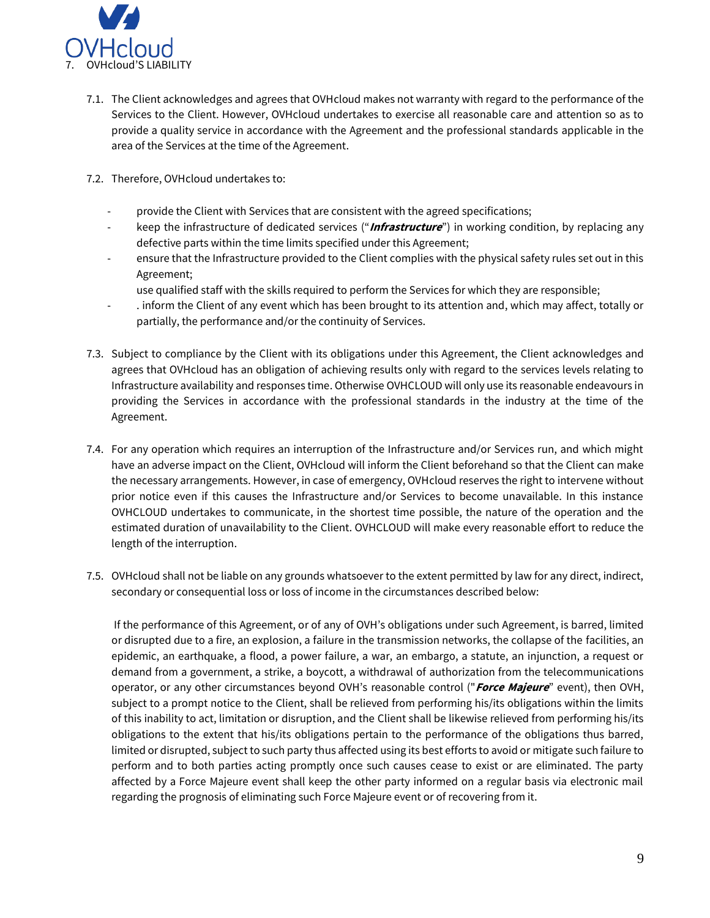# 7. OVHcloud'S LIABILITY

7.1. The Client acknowledges and agrees that OVHcloud makes not warranty with regard to the performance of the Services to the Client. However, OVHcloud undertakes to exercise all reasonable care and attention so as to provide a quality service in accordance with the Agreement and the professional standards applicable in the area of the Services at the time of the Agreement.

7.2. Therefore, OVHcloud undertakes to:

- provide the Client with Services that are consistent with the agreed specifications;
- keep the infrastructure of dedicated services ("***Infrastructure***") in working condition, by replacing any defective parts within the time limits specified under this Agreement;
- ensure that the Infrastructure provided to the Client complies with the physical safety rules set out in this Agreement;

  use qualified staff with the skills required to perform the Services for which they are responsible;
- . inform the Client of any event which has been brought to its attention and, which may affect, totally or partially, the performance and/or the continuity of Services.

7.3. Subject to compliance by the Client with its obligations under this Agreement, the Client acknowledges and agrees that OVHcloud has an obligation of achieving results only with regard to the services levels relating to Infrastructure availability and responses time. Otherwise OVHCLOUD will only use its reasonable endeavours in providing the Services in accordance with the professional standards in the industry at the time of the Agreement.

7.4. For any operation which requires an interruption of the Infrastructure and/or Services run, and which might have an adverse impact on the Client, OVHcloud will inform the Client beforehand so that the Client can make the necessary arrangements. However, in case of emergency, OVHcloud reserves the right to intervene without prior notice even if this causes the Infrastructure and/or Services to become unavailable. In this instance OVHCLOUD undertakes to communicate, in the shortest time possible, the nature of the operation and the estimated duration of unavailability to the Client. OVHCLOUD will make every reasonable effort to reduce the length of the interruption.

7.5. OVHcloud shall not be liable on any grounds whatsoever to the extent permitted by law for any direct, indirect, secondary or consequential loss or loss of income in the circumstances described below:

If the performance of this Agreement, or of any of OVH's obligations under such Agreement, is barred, limited or disrupted due to a fire, an explosion, a failure in the transmission networks, the collapse of the facilities, an epidemic, an earthquake, a flood, a power failure, a war, an embargo, a statute, an injunction, a request or demand from a government, a strike, a boycott, a withdrawal of authorization from the telecommunications operator, or any other circumstances beyond OVH's reasonable control ("***Force Majeure***" event), then OVH, subject to a prompt notice to the Client, shall be relieved from performing his/its obligations within the limits of this inability to act, limitation or disruption, and the Client shall be likewise relieved from performing his/its obligations to the extent that his/its obligations pertain to the performance of the obligations thus barred, limited or disrupted, subject to such party thus affected using its best efforts to avoid or mitigate such failure to perform and to both parties acting promptly once such causes cease to exist or are eliminated. The party affected by a Force Majeure event shall keep the other party informed on a regular basis via electronic mail regarding the prognosis of eliminating such Force Majeure event or of recovering from it.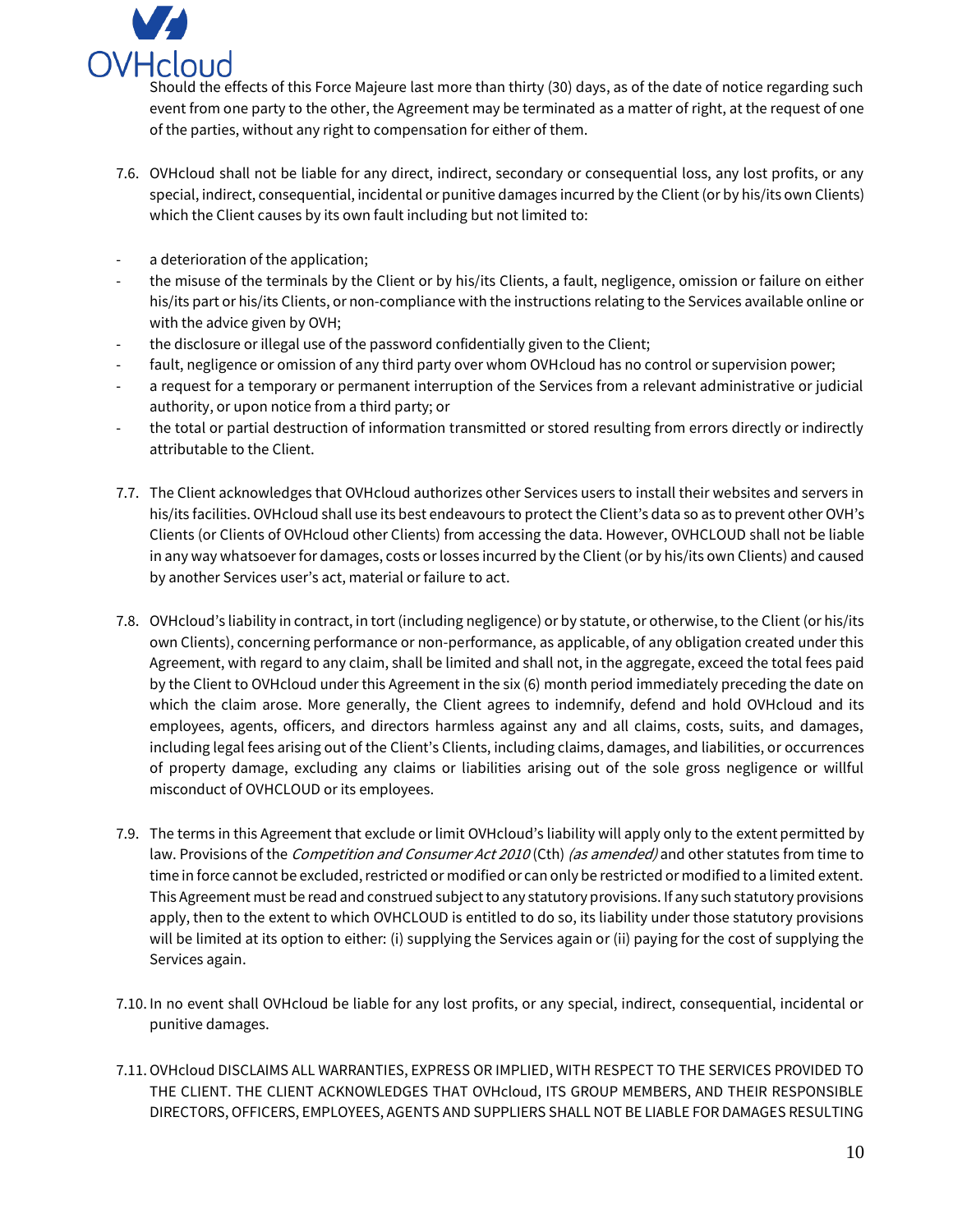Should the effects of this Force Majeure last more than thirty (30) days, as of the date of notice regarding such event from one party to the other, the Agreement may be terminated as a matter of right, at the request of one of the parties, without any right to compensation for either of them.

7.6. OVHcloud shall not be liable for any direct, indirect, secondary or consequential loss, any lost profits, or any special, indirect, consequential, incidental or punitive damages incurred by the Client (or by his/its own Clients) which the Client causes by its own fault including but not limited to:

- a deterioration of the application;
- the misuse of the terminals by the Client or by his/its Clients, a fault, negligence, omission or failure on either his/its part or his/its Clients, or non-compliance with the instructions relating to the Services available online or with the advice given by OVH;
- the disclosure or illegal use of the password confidentially given to the Client;
- fault, negligence or omission of any third party over whom OVHcloud has no control or supervision power;
- a request for a temporary or permanent interruption of the Services from a relevant administrative or judicial authority, or upon notice from a third party; or
- the total or partial destruction of information transmitted or stored resulting from errors directly or indirectly attributable to the Client.

7.7. The Client acknowledges that OVHcloud authorizes other Services users to install their websites and servers in his/its facilities. OVHcloud shall use its best endeavours to protect the Client's data so as to prevent other OVH's Clients (or Clients of OVHcloud other Clients) from accessing the data. However, OVHCLOUD shall not be liable in any way whatsoever for damages, costs or losses incurred by the Client (or by his/its own Clients) and caused by another Services user's act, material or failure to act.

7.8. OVHcloud's liability in contract, in tort (including negligence) or by statute, or otherwise, to the Client (or his/its own Clients), concerning performance or non-performance, as applicable, of any obligation created under this Agreement, with regard to any claim, shall be limited and shall not, in the aggregate, exceed the total fees paid by the Client to OVHcloud under this Agreement in the six (6) month period immediately preceding the date on which the claim arose. More generally, the Client agrees to indemnify, defend and hold OVHcloud and its employees, agents, officers, and directors harmless against any and all claims, costs, suits, and damages, including legal fees arising out of the Client's Clients, including claims, damages, and liabilities, or occurrences of property damage, excluding any claims or liabilities arising out of the sole gross negligence or willful misconduct of OVHCLOUD or its employees.

7.9. The terms in this Agreement that exclude or limit OVHcloud's liability will apply only to the extent permitted by law. Provisions of the *Competition and Consumer Act 2010* (Cth) *(as amended)* and other statutes from time to time in force cannot be excluded, restricted or modified or can only be restricted or modified to a limited extent. This Agreement must be read and construed subject to any statutory provisions. If any such statutory provisions apply, then to the extent to which OVHCLOUD is entitled to do so, its liability under those statutory provisions will be limited at its option to either: (i) supplying the Services again or (ii) paying for the cost of supplying the Services again.

7.10. In no event shall OVHcloud be liable for any lost profits, or any special, indirect, consequential, incidental or punitive damages.

7.11. OVHcloud DISCLAIMS ALL WARRANTIES, EXPRESS OR IMPLIED, WITH RESPECT TO THE SERVICES PROVIDED TO THE CLIENT. THE CLIENT ACKNOWLEDGES THAT OVHcloud, ITS GROUP MEMBERS, AND THEIR RESPONSIBLE DIRECTORS, OFFICERS, EMPLOYEES, AGENTS AND SUPPLIERS SHALL NOT BE LIABLE FOR DAMAGES RESULTING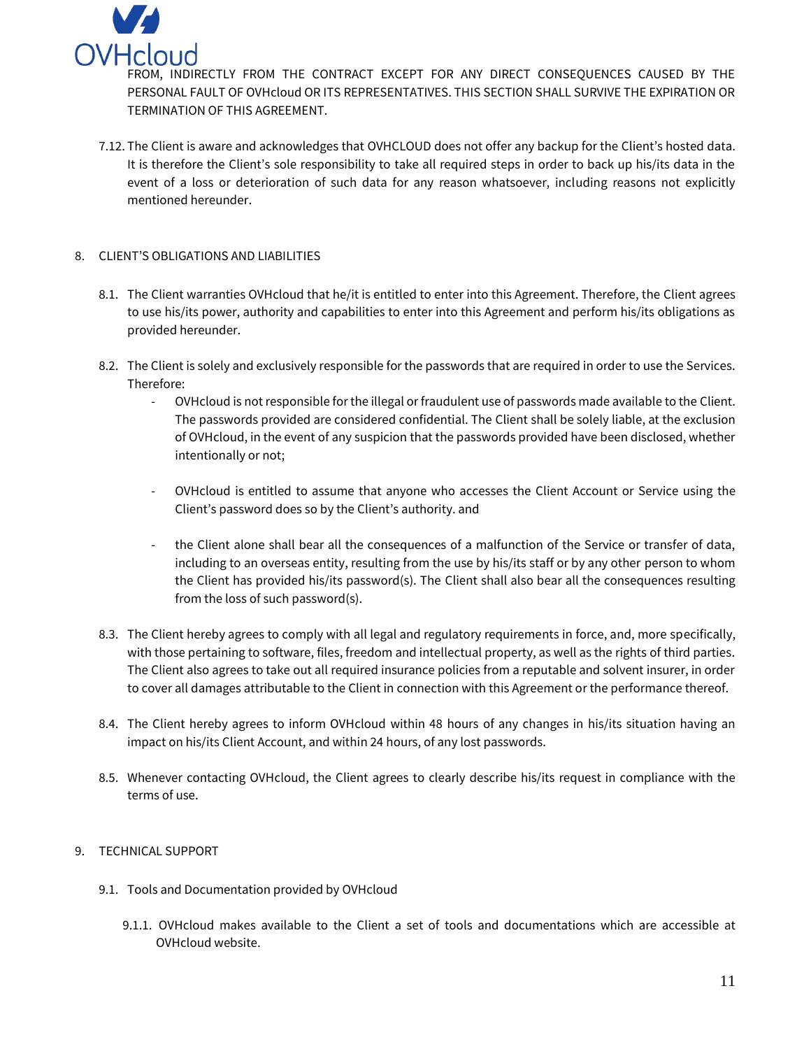FROM, INDIRECTLY FROM THE CONTRACT EXCEPT FOR ANY DIRECT CONSEQUENCES CAUSED BY THE PERSONAL FAULT OF OVHcloud OR ITS REPRESENTATIVES. THIS SECTION SHALL SURVIVE THE EXPIRATION OR TERMINATION OF THIS AGREEMENT.

7.12. The Client is aware and acknowledges that OVHCLOUD does not offer any backup for the Client's hosted data. It is therefore the Client's sole responsibility to take all required steps in order to back up his/its data in the event of a loss or deterioration of such data for any reason whatsoever, including reasons not explicitly mentioned hereunder.

## 8. CLIENT'S OBLIGATIONS AND LIABILITIES

8.1. The Client warranties OVHcloud that he/it is entitled to enter into this Agreement. Therefore, the Client agrees to use his/its power, authority and capabilities to enter into this Agreement and perform his/its obligations as provided hereunder.

8.2. The Client is solely and exclusively responsible for the passwords that are required in order to use the Services. Therefore:

- OVHcloud is not responsible for the illegal or fraudulent use of passwords made available to the Client. The passwords provided are considered confidential. The Client shall be solely liable, at the exclusion of OVHcloud, in the event of any suspicion that the passwords provided have been disclosed, whether intentionally or not;

- OVHcloud is entitled to assume that anyone who accesses the Client Account or Service using the Client's password does so by the Client's authority. and

- the Client alone shall bear all the consequences of a malfunction of the Service or transfer of data, including to an overseas entity, resulting from the use by his/its staff or by any other person to whom the Client has provided his/its password(s). The Client shall also bear all the consequences resulting from the loss of such password(s).

8.3. The Client hereby agrees to comply with all legal and regulatory requirements in force, and, more specifically, with those pertaining to software, files, freedom and intellectual property, as well as the rights of third parties. The Client also agrees to take out all required insurance policies from a reputable and solvent insurer, in order to cover all damages attributable to the Client in connection with this Agreement or the performance thereof.

8.4. The Client hereby agrees to inform OVHcloud within 48 hours of any changes in his/its situation having an impact on his/its Client Account, and within 24 hours, of any lost passwords.

8.5. Whenever contacting OVHcloud, the Client agrees to clearly describe his/its request in compliance with the terms of use.

## 9. TECHNICAL SUPPORT

### 9.1. Tools and Documentation provided by OVHcloud

9.1.1. OVHcloud makes available to the Client a set of tools and documentations which are accessible at OVHcloud website.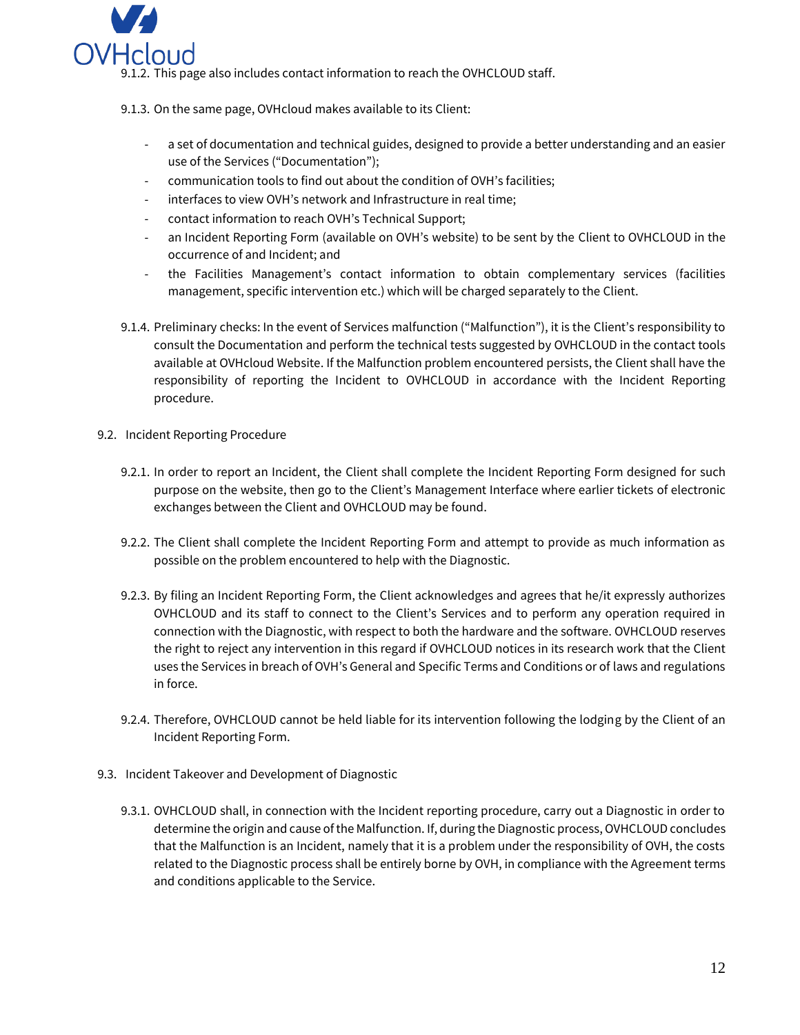9.1.2. This page also includes contact information to reach the OVHCLOUD staff.

9.1.3. On the same page, OVHcloud makes available to its Client:

- a set of documentation and technical guides, designed to provide a better understanding and an easier use of the Services ("Documentation");
- communication tools to find out about the condition of OVH's facilities;
- interfaces to view OVH's network and Infrastructure in real time;
- contact information to reach OVH's Technical Support;
- an Incident Reporting Form (available on OVH's website) to be sent by the Client to OVHCLOUD in the occurrence of and Incident; and
- the Facilities Management's contact information to obtain complementary services (facilities management, specific intervention etc.) which will be charged separately to the Client.

9.1.4. Preliminary checks: In the event of Services malfunction ("Malfunction"), it is the Client's responsibility to consult the Documentation and perform the technical tests suggested by OVHCLOUD in the contact tools available at OVHcloud Website. If the Malfunction problem encountered persists, the Client shall have the responsibility of reporting the Incident to OVHCLOUD in accordance with the Incident Reporting procedure.

9.2. Incident Reporting Procedure

9.2.1. In order to report an Incident, the Client shall complete the Incident Reporting Form designed for such purpose on the website, then go to the Client's Management Interface where earlier tickets of electronic exchanges between the Client and OVHCLOUD may be found.

9.2.2. The Client shall complete the Incident Reporting Form and attempt to provide as much information as possible on the problem encountered to help with the Diagnostic.

9.2.3. By filing an Incident Reporting Form, the Client acknowledges and agrees that he/it expressly authorizes OVHCLOUD and its staff to connect to the Client's Services and to perform any operation required in connection with the Diagnostic, with respect to both the hardware and the software. OVHCLOUD reserves the right to reject any intervention in this regard if OVHCLOUD notices in its research work that the Client uses the Services in breach of OVH's General and Specific Terms and Conditions or of laws and regulations in force.

9.2.4. Therefore, OVHCLOUD cannot be held liable for its intervention following the lodging by the Client of an Incident Reporting Form.

9.3. Incident Takeover and Development of Diagnostic

9.3.1. OVHCLOUD shall, in connection with the Incident reporting procedure, carry out a Diagnostic in order to determine the origin and cause of the Malfunction. If, during the Diagnostic process, OVHCLOUD concludes that the Malfunction is an Incident, namely that it is a problem under the responsibility of OVH, the costs related to the Diagnostic process shall be entirely borne by OVH, in compliance with the Agreement terms and conditions applicable to the Service.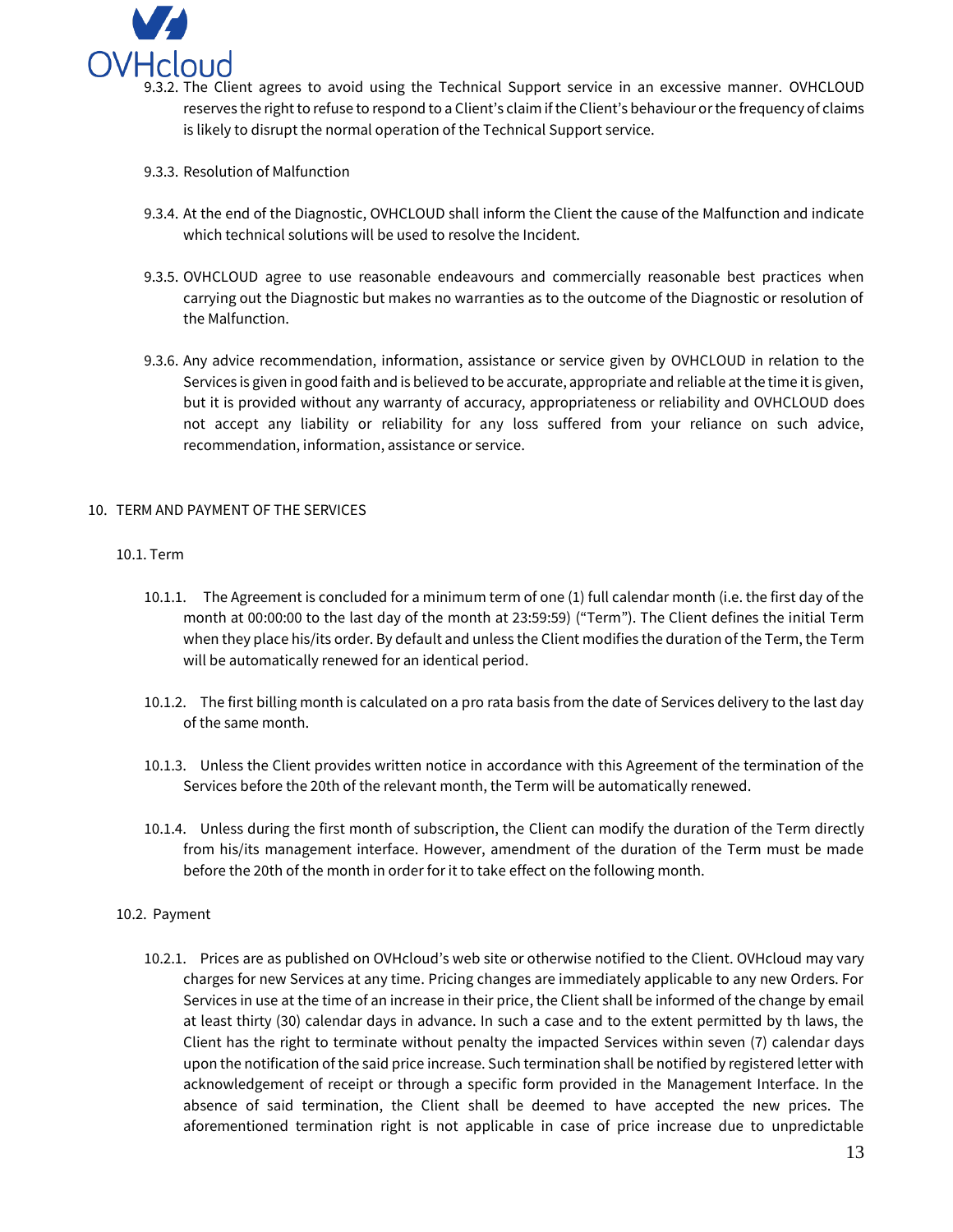9.3.2. The Client agrees to avoid using the Technical Support service in an excessive manner. OVHCLOUD reserves the right to refuse to respond to a Client's claim if the Client's behaviour or the frequency of claims is likely to disrupt the normal operation of the Technical Support service.

9.3.3. Resolution of Malfunction

9.3.4. At the end of the Diagnostic, OVHCLOUD shall inform the Client the cause of the Malfunction and indicate which technical solutions will be used to resolve the Incident.

9.3.5. OVHCLOUD agree to use reasonable endeavours and commercially reasonable best practices when carrying out the Diagnostic but makes no warranties as to the outcome of the Diagnostic or resolution of the Malfunction.

9.3.6. Any advice recommendation, information, assistance or service given by OVHCLOUD in relation to the Services is given in good faith and is believed to be accurate, appropriate and reliable at the time it is given, but it is provided without any warranty of accuracy, appropriateness or reliability and OVHCLOUD does not accept any liability or reliability for any loss suffered from your reliance on such advice, recommendation, information, assistance or service.

## 10. TERM AND PAYMENT OF THE SERVICES

### 10.1. Term

10.1.1. The Agreement is concluded for a minimum term of one (1) full calendar month (i.e. the first day of the month at 00:00:00 to the last day of the month at 23:59:59) ("Term"). The Client defines the initial Term when they place his/its order. By default and unless the Client modifies the duration of the Term, the Term will be automatically renewed for an identical period.

10.1.2. The first billing month is calculated on a pro rata basis from the date of Services delivery to the last day of the same month.

10.1.3. Unless the Client provides written notice in accordance with this Agreement of the termination of the Services before the 20th of the relevant month, the Term will be automatically renewed.

10.1.4. Unless during the first month of subscription, the Client can modify the duration of the Term directly from his/its management interface. However, amendment of the duration of the Term must be made before the 20th of the month in order for it to take effect on the following month.

### 10.2. Payment

10.2.1. Prices are as published on OVHcloud's web site or otherwise notified to the Client. OVHcloud may vary charges for new Services at any time. Pricing changes are immediately applicable to any new Orders. For Services in use at the time of an increase in their price, the Client shall be informed of the change by email at least thirty (30) calendar days in advance. In such a case and to the extent permitted by th laws, the Client has the right to terminate without penalty the impacted Services within seven (7) calendar days upon the notification of the said price increase. Such termination shall be notified by registered letter with acknowledgement of receipt or through a specific form provided in the Management Interface. In the absence of said termination, the Client shall be deemed to have accepted the new prices. The aforementioned termination right is not applicable in case of price increase due to unpredictable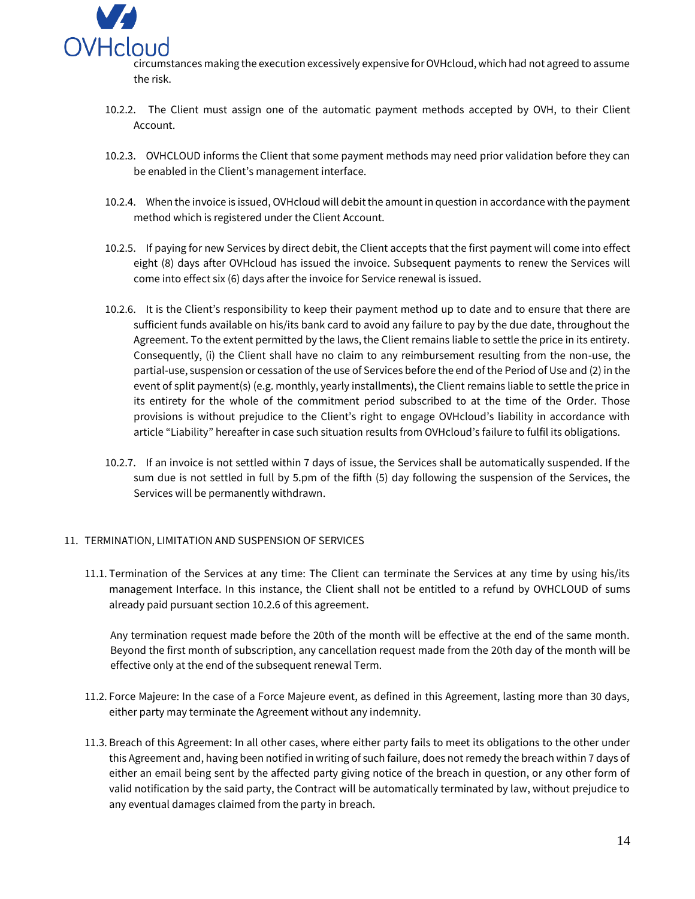circumstances making the execution excessively expensive for OVHcloud, which had not agreed to assume the risk.

10.2.2. The Client must assign one of the automatic payment methods accepted by OVH, to their Client Account.

10.2.3. OVHCLOUD informs the Client that some payment methods may need prior validation before they can be enabled in the Client's management interface.

10.2.4. When the invoice is issued, OVHcloud will debit the amount in question in accordance with the payment method which is registered under the Client Account.

10.2.5. If paying for new Services by direct debit, the Client accepts that the first payment will come into effect eight (8) days after OVHcloud has issued the invoice. Subsequent payments to renew the Services will come into effect six (6) days after the invoice for Service renewal is issued.

10.2.6. It is the Client's responsibility to keep their payment method up to date and to ensure that there are sufficient funds available on his/its bank card to avoid any failure to pay by the due date, throughout the Agreement. To the extent permitted by the laws, the Client remains liable to settle the price in its entirety. Consequently, (i) the Client shall have no claim to any reimbursement resulting from the non-use, the partial-use, suspension or cessation of the use of Services before the end of the Period of Use and (2) in the event of split payment(s) (e.g. monthly, yearly installments), the Client remains liable to settle the price in its entirety for the whole of the commitment period subscribed to at the time of the Order. Those provisions is without prejudice to the Client's right to engage OVHcloud's liability in accordance with article "Liability" hereafter in case such situation results from OVHcloud's failure to fulfil its obligations.

10.2.7. If an invoice is not settled within 7 days of issue, the Services shall be automatically suspended. If the sum due is not settled in full by 5.pm of the fifth (5) day following the suspension of the Services, the Services will be permanently withdrawn.

## 11. TERMINATION, LIMITATION AND SUSPENSION OF SERVICES

11.1. Termination of the Services at any time: The Client can terminate the Services at any time by using his/its management Interface. In this instance, the Client shall not be entitled to a refund by OVHCLOUD of sums already paid pursuant section 10.2.6 of this agreement.

Any termination request made before the 20th of the month will be effective at the end of the same month. Beyond the first month of subscription, any cancellation request made from the 20th day of the month will be effective only at the end of the subsequent renewal Term.

11.2. Force Majeure: In the case of a Force Majeure event, as defined in this Agreement, lasting more than 30 days, either party may terminate the Agreement without any indemnity.

11.3. Breach of this Agreement: In all other cases, where either party fails to meet its obligations to the other under this Agreement and, having been notified in writing of such failure, does not remedy the breach within 7 days of either an email being sent by the affected party giving notice of the breach in question, or any other form of valid notification by the said party, the Contract will be automatically terminated by law, without prejudice to any eventual damages claimed from the party in breach.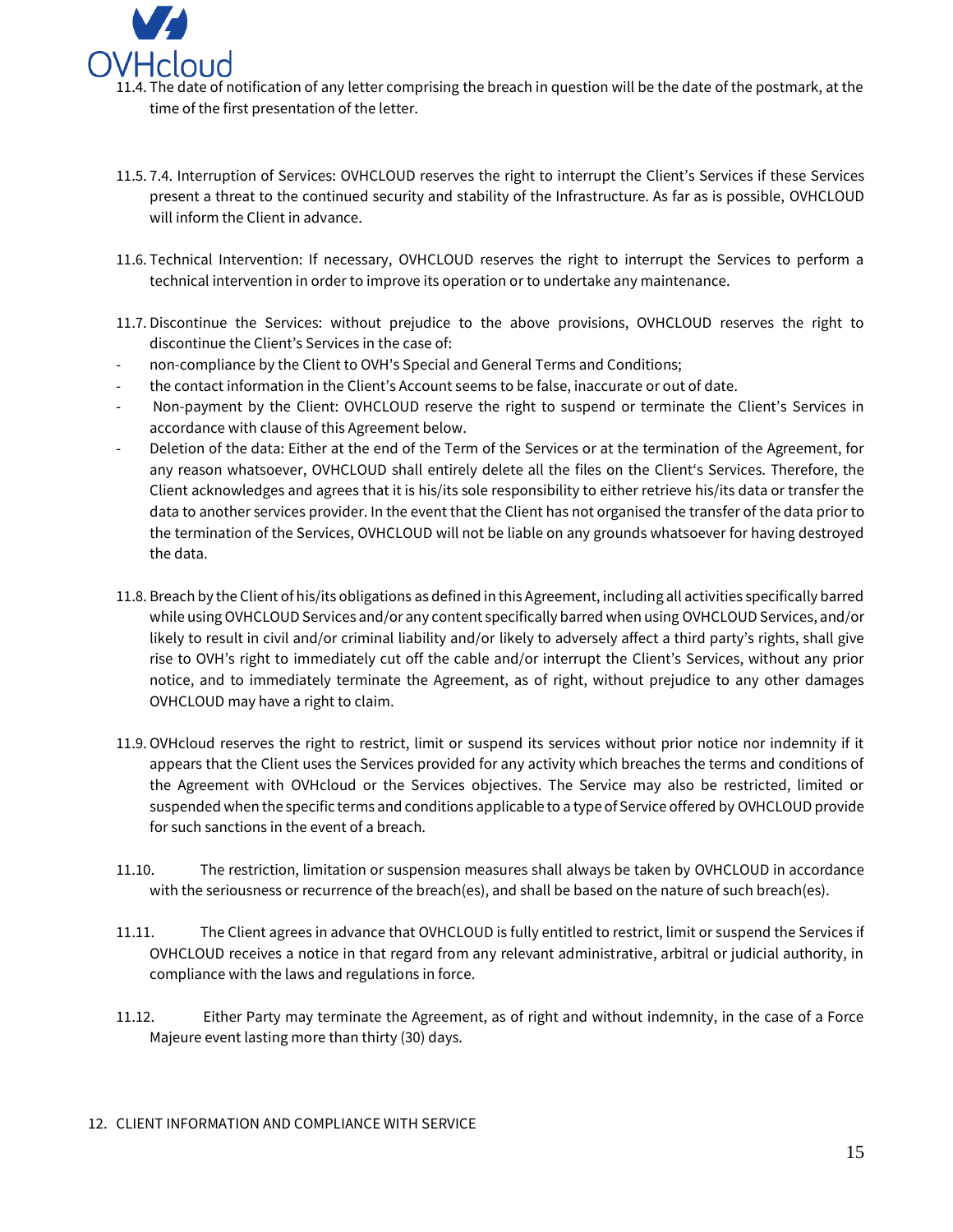11.4. The date of notification of any letter comprising the breach in question will be the date of the postmark, at the time of the first presentation of the letter.

11.5. 7.4. Interruption of Services: OVHCLOUD reserves the right to interrupt the Client's Services if these Services present a threat to the continued security and stability of the Infrastructure. As far as is possible, OVHCLOUD will inform the Client in advance.

11.6. Technical Intervention: If necessary, OVHCLOUD reserves the right to interrupt the Services to perform a technical intervention in order to improve its operation or to undertake any maintenance.

11.7. Discontinue the Services: without prejudice to the above provisions, OVHCLOUD reserves the right to discontinue the Client's Services in the case of:

- non-compliance by the Client to OVH's Special and General Terms and Conditions;
- the contact information in the Client's Account seems to be false, inaccurate or out of date.
- Non-payment by the Client: OVHCLOUD reserve the right to suspend or terminate the Client's Services in accordance with clause of this Agreement below.
- Deletion of the data: Either at the end of the Term of the Services or at the termination of the Agreement, for any reason whatsoever, OVHCLOUD shall entirely delete all the files on the Client's Services. Therefore, the Client acknowledges and agrees that it is his/its sole responsibility to either retrieve his/its data or transfer the data to another services provider. In the event that the Client has not organised the transfer of the data prior to the termination of the Services, OVHCLOUD will not be liable on any grounds whatsoever for having destroyed the data.

11.8. Breach by the Client of his/its obligations as defined in this Agreement, including all activities specifically barred while using OVHCLOUD Services and/or any content specifically barred when using OVHCLOUD Services, and/or likely to result in civil and/or criminal liability and/or likely to adversely affect a third party's rights, shall give rise to OVH's right to immediately cut off the cable and/or interrupt the Client's Services, without any prior notice, and to immediately terminate the Agreement, as of right, without prejudice to any other damages OVHCLOUD may have a right to claim.

11.9. OVHcloud reserves the right to restrict, limit or suspend its services without prior notice nor indemnity if it appears that the Client uses the Services provided for any activity which breaches the terms and conditions of the Agreement with OVHcloud or the Services objectives. The Service may also be restricted, limited or suspended when the specific terms and conditions applicable to a type of Service offered by OVHCLOUD provide for such sanctions in the event of a breach.

11.10. The restriction, limitation or suspension measures shall always be taken by OVHCLOUD in accordance with the seriousness or recurrence of the breach(es), and shall be based on the nature of such breach(es).

11.11. The Client agrees in advance that OVHCLOUD is fully entitled to restrict, limit or suspend the Services if OVHCLOUD receives a notice in that regard from any relevant administrative, arbitral or judicial authority, in compliance with the laws and regulations in force.

11.12. Either Party may terminate the Agreement, as of right and without indemnity, in the case of a Force Majeure event lasting more than thirty (30) days.

## 12. CLIENT INFORMATION AND COMPLIANCE WITH SERVICE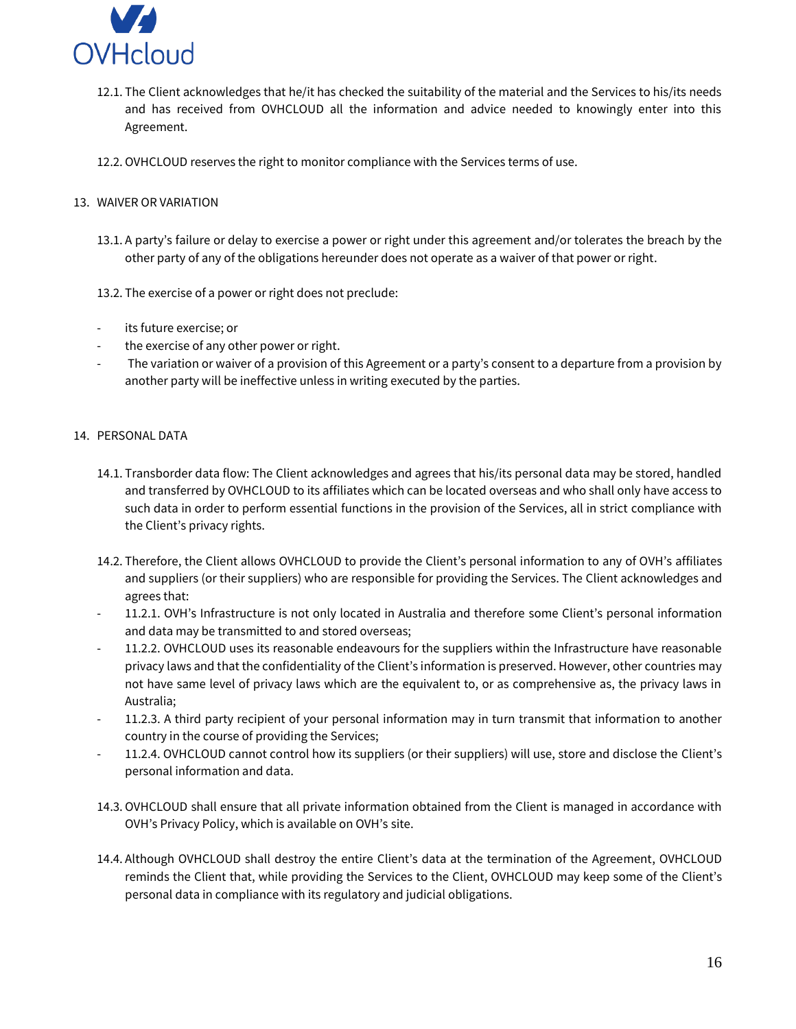12.1. The Client acknowledges that he/it has checked the suitability of the material and the Services to his/its needs and has received from OVHCLOUD all the information and advice needed to knowingly enter into this Agreement.

12.2. OVHCLOUD reserves the right to monitor compliance with the Services terms of use.

## 13. WAIVER OR VARIATION

13.1. A party's failure or delay to exercise a power or right under this agreement and/or tolerates the breach by the other party of any of the obligations hereunder does not operate as a waiver of that power or right.

13.2. The exercise of a power or right does not preclude:

- its future exercise; or
- the exercise of any other power or right.
- The variation or waiver of a provision of this Agreement or a party's consent to a departure from a provision by another party will be ineffective unless in writing executed by the parties.

## 14. PERSONAL DATA

14.1. Transborder data flow: The Client acknowledges and agrees that his/its personal data may be stored, handled and transferred by OVHCLOUD to its affiliates which can be located overseas and who shall only have access to such data in order to perform essential functions in the provision of the Services, all in strict compliance with the Client's privacy rights.

14.2. Therefore, the Client allows OVHCLOUD to provide the Client's personal information to any of OVH's affiliates and suppliers (or their suppliers) who are responsible for providing the Services. The Client acknowledges and agrees that:

- 11.2.1. OVH's Infrastructure is not only located in Australia and therefore some Client's personal information and data may be transmitted to and stored overseas;
- 11.2.2. OVHCLOUD uses its reasonable endeavours for the suppliers within the Infrastructure have reasonable privacy laws and that the confidentiality of the Client's information is preserved. However, other countries may not have same level of privacy laws which are the equivalent to, or as comprehensive as, the privacy laws in Australia;
- 11.2.3. A third party recipient of your personal information may in turn transmit that information to another country in the course of providing the Services;
- 11.2.4. OVHCLOUD cannot control how its suppliers (or their suppliers) will use, store and disclose the Client's personal information and data.

14.3. OVHCLOUD shall ensure that all private information obtained from the Client is managed in accordance with OVH's Privacy Policy, which is available on OVH's site.

14.4. Although OVHCLOUD shall destroy the entire Client's data at the termination of the Agreement, OVHCLOUD reminds the Client that, while providing the Services to the Client, OVHCLOUD may keep some of the Client's personal data in compliance with its regulatory and judicial obligations.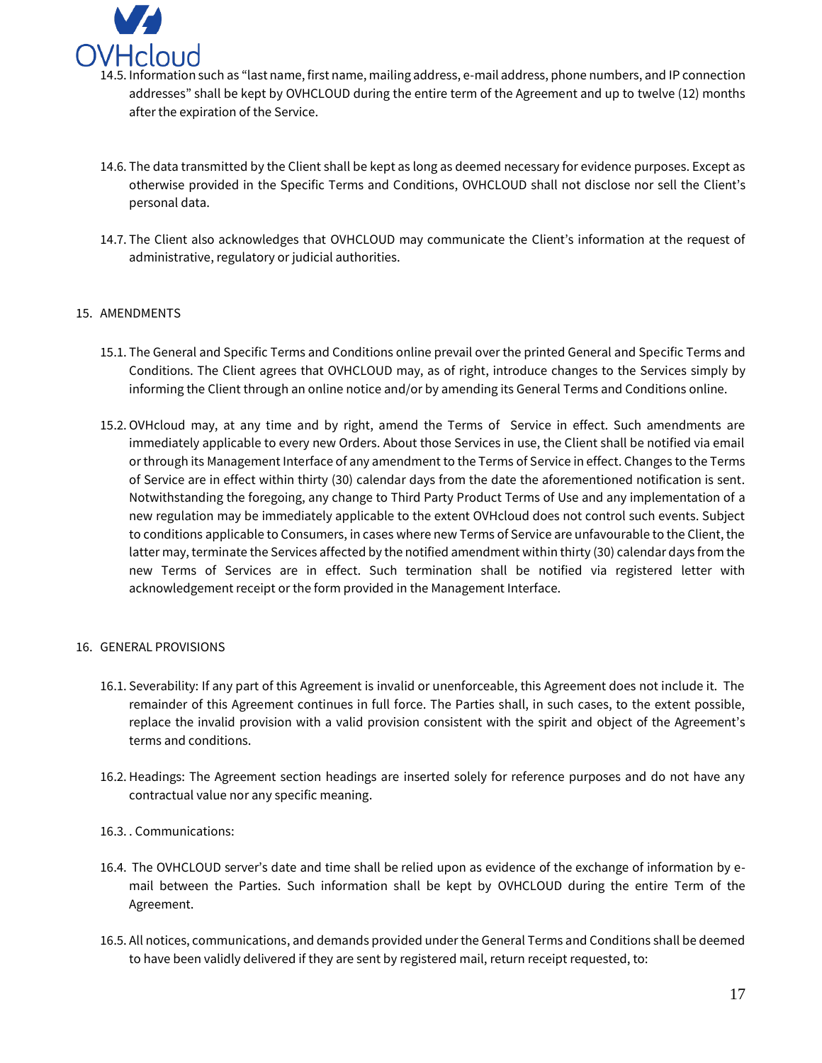14.5. Information such as "last name, first name, mailing address, e-mail address, phone numbers, and IP connection addresses" shall be kept by OVHCLOUD during the entire term of the Agreement and up to twelve (12) months after the expiration of the Service.

14.6. The data transmitted by the Client shall be kept as long as deemed necessary for evidence purposes. Except as otherwise provided in the Specific Terms and Conditions, OVHCLOUD shall not disclose nor sell the Client's personal data.

14.7. The Client also acknowledges that OVHCLOUD may communicate the Client's information at the request of administrative, regulatory or judicial authorities.

## 15. AMENDMENTS

15.1. The General and Specific Terms and Conditions online prevail over the printed General and Specific Terms and Conditions. The Client agrees that OVHCLOUD may, as of right, introduce changes to the Services simply by informing the Client through an online notice and/or by amending its General Terms and Conditions online.

15.2. OVHcloud may, at any time and by right, amend the Terms of Service in effect. Such amendments are immediately applicable to every new Orders. About those Services in use, the Client shall be notified via email or through its Management Interface of any amendment to the Terms of Service in effect. Changes to the Terms of Service are in effect within thirty (30) calendar days from the date the aforementioned notification is sent. Notwithstanding the foregoing, any change to Third Party Product Terms of Use and any implementation of a new regulation may be immediately applicable to the extent OVHcloud does not control such events. Subject to conditions applicable to Consumers, in cases where new Terms of Service are unfavourable to the Client, the latter may, terminate the Services affected by the notified amendment within thirty (30) calendar days from the new Terms of Services are in effect. Such termination shall be notified via registered letter with acknowledgement receipt or the form provided in the Management Interface.

## 16. GENERAL PROVISIONS

16.1. Severability: If any part of this Agreement is invalid or unenforceable, this Agreement does not include it. The remainder of this Agreement continues in full force. The Parties shall, in such cases, to the extent possible, replace the invalid provision with a valid provision consistent with the spirit and object of the Agreement's terms and conditions.

16.2. Headings: The Agreement section headings are inserted solely for reference purposes and do not have any contractual value nor any specific meaning.

16.3. . Communications:

16.4. The OVHCLOUD server's date and time shall be relied upon as evidence of the exchange of information by e-mail between the Parties. Such information shall be kept by OVHCLOUD during the entire Term of the Agreement.

16.5. All notices, communications, and demands provided under the General Terms and Conditions shall be deemed to have been validly delivered if they are sent by registered mail, return receipt requested, to: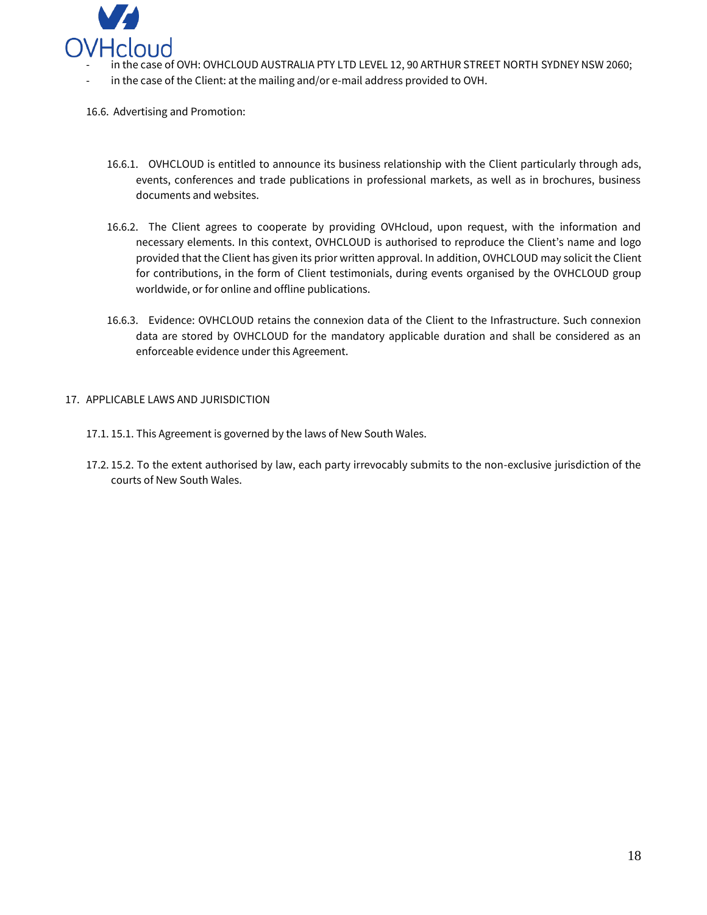- in the case of OVH: OVHCLOUD AUSTRALIA PTY LTD LEVEL 12, 90 ARTHUR STREET NORTH SYDNEY NSW 2060;
- in the case of the Client: at the mailing and/or e-mail address provided to OVH.

16.6. Advertising and Promotion:

16.6.1. OVHCLOUD is entitled to announce its business relationship with the Client particularly through ads, events, conferences and trade publications in professional markets, as well as in brochures, business documents and websites.

16.6.2. The Client agrees to cooperate by providing OVHcloud, upon request, with the information and necessary elements. In this context, OVHCLOUD is authorised to reproduce the Client's name and logo provided that the Client has given its prior written approval. In addition, OVHCLOUD may solicit the Client for contributions, in the form of Client testimonials, during events organised by the OVHCLOUD group worldwide, or for online and offline publications.

16.6.3. Evidence: OVHCLOUD retains the connexion data of the Client to the Infrastructure. Such connexion data are stored by OVHCLOUD for the mandatory applicable duration and shall be considered as an enforceable evidence under this Agreement.

## 17. APPLICABLE LAWS AND JURISDICTION

17.1. 15.1. This Agreement is governed by the laws of New South Wales.

17.2. 15.2. To the extent authorised by law, each party irrevocably submits to the non-exclusive jurisdiction of the courts of New South Wales.